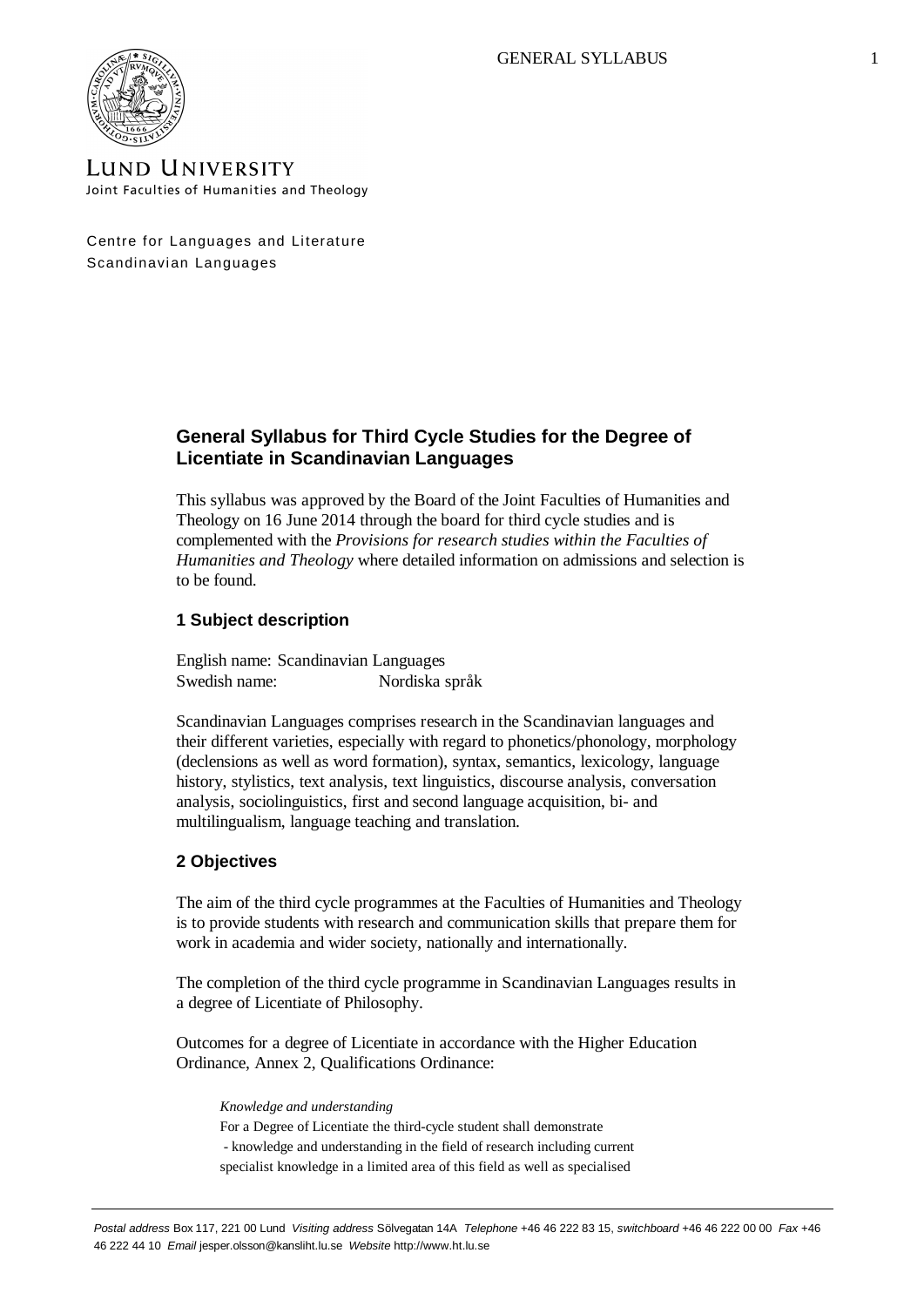LUND UNIVERSITY
Joint Faculties of Humanities and Theology

Centre for Languages and Literature
Scandinavian Languages

## General Syllabus for Third Cycle Studies for the Degree of Licentiate in Scandinavian Languages

This syllabus was approved by the Board of the Joint Faculties of Humanities and Theology on 16 June 2014 through the board for third cycle studies and is complemented with the *Provisions for research studies within the Faculties of Humanities and Theology* where detailed information on admissions and selection is to be found.

### 1 Subject description

English name: Scandinavian Languages
Swedish name: Nordiska språk

Scandinavian Languages comprises research in the Scandinavian languages and their different varieties, especially with regard to phonetics/phonology, morphology (declensions as well as word formation), syntax, semantics, lexicology, language history, stylistics, text analysis, text linguistics, discourse analysis, conversation analysis, sociolinguistics, first and second language acquisition, bi- and multilingualism, language teaching and translation.

### 2 Objectives

The aim of the third cycle programmes at the Faculties of Humanities and Theology is to provide students with research and communication skills that prepare them for work in academia and wider society, nationally and internationally.

The completion of the third cycle programme in Scandinavian Languages results in a degree of Licentiate of Philosophy.

Outcomes for a degree of Licentiate in accordance with the Higher Education Ordinance, Annex 2, Qualifications Ordinance:

*Knowledge and understanding*
For a Degree of Licentiate the third-cycle student shall demonstrate
- knowledge and understanding in the field of research including current specialist knowledge in a limited area of this field as well as specialised

*Postal address* Box 117, 221 00 Lund *Visiting address* Sölvegatan 14A *Telephone* +46 46 222 83 15, *switchboard* +46 46 222 00 00 *Fax* +46 46 222 44 10 *Email* jesper.olsson@kansliht.lu.se *Website* http://www.ht.lu.se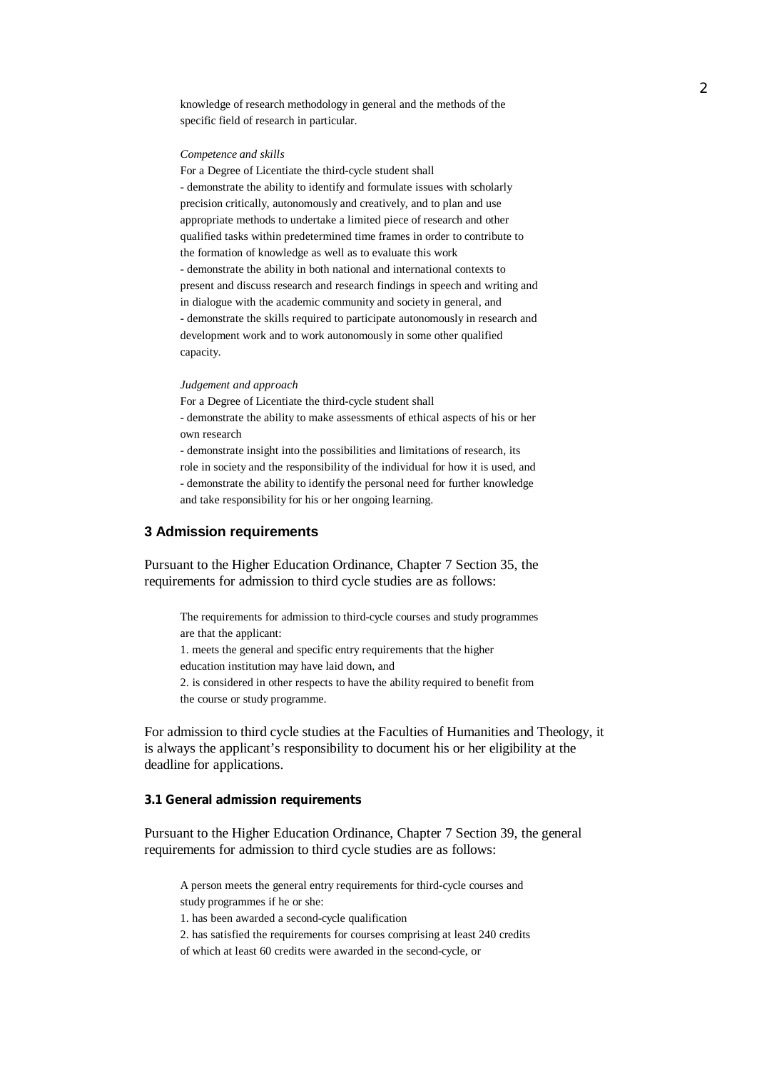knowledge of research methodology in general and the methods of the specific field of research in particular.

*Competence and skills*

For a Degree of Licentiate the third-cycle student shall

- demonstrate the ability to identify and formulate issues with scholarly precision critically, autonomously and creatively, and to plan and use appropriate methods to undertake a limited piece of research and other qualified tasks within predetermined time frames in order to contribute to the formation of knowledge as well as to evaluate this work
- demonstrate the ability in both national and international contexts to present and discuss research and research findings in speech and writing and in dialogue with the academic community and society in general, and
- demonstrate the skills required to participate autonomously in research and development work and to work autonomously in some other qualified capacity.

*Judgement and approach*

For a Degree of Licentiate the third-cycle student shall

- demonstrate the ability to make assessments of ethical aspects of his or her own research
- demonstrate insight into the possibilities and limitations of research, its role in society and the responsibility of the individual for how it is used, and
- demonstrate the ability to identify the personal need for further knowledge and take responsibility for his or her ongoing learning.

## 3 Admission requirements

Pursuant to the Higher Education Ordinance, Chapter 7 Section 35, the requirements for admission to third cycle studies are as follows:

> The requirements for admission to third-cycle courses and study programmes are that the applicant:
>
> 1. meets the general and specific entry requirements that the higher education institution may have laid down, and
> 2. is considered in other respects to have the ability required to benefit from the course or study programme.

For admission to third cycle studies at the Faculties of Humanities and Theology, it is always the applicant's responsibility to document his or her eligibility at the deadline for applications.

### 3.1 General admission requirements

Pursuant to the Higher Education Ordinance, Chapter 7 Section 39, the general requirements for admission to third cycle studies are as follows:

> A person meets the general entry requirements for third-cycle courses and study programmes if he or she:
>
> 1. has been awarded a second-cycle qualification
> 2. has satisfied the requirements for courses comprising at least 240 credits of which at least 60 credits were awarded in the second-cycle, or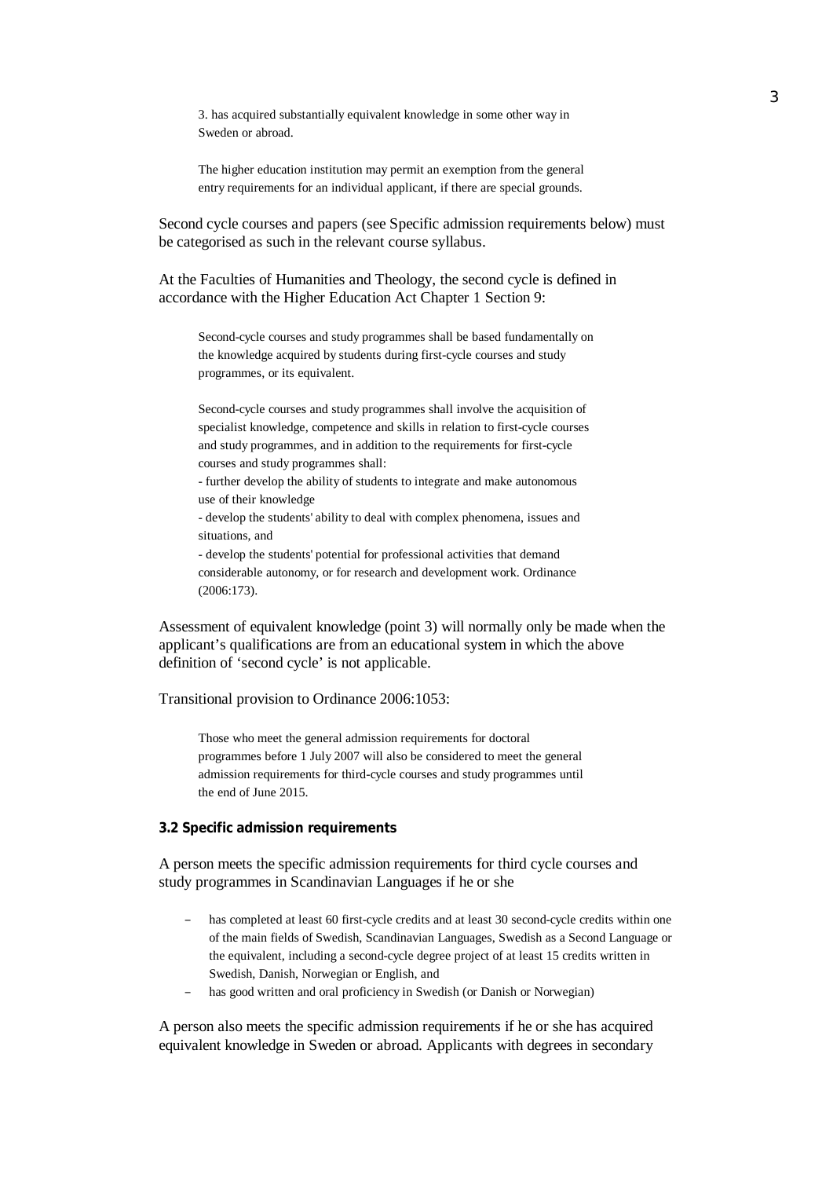> 3. has acquired substantially equivalent knowledge in some other way in Sweden or abroad.
>
> The higher education institution may permit an exemption from the general entry requirements for an individual applicant, if there are special grounds.

Second cycle courses and papers (see Specific admission requirements below) must be categorised as such in the relevant course syllabus.

At the Faculties of Humanities and Theology, the second cycle is defined in accordance with the Higher Education Act Chapter 1 Section 9:

> Second-cycle courses and study programmes shall be based fundamentally on the knowledge acquired by students during first-cycle courses and study programmes, or its equivalent.
>
> Second-cycle courses and study programmes shall involve the acquisition of specialist knowledge, competence and skills in relation to first-cycle courses and study programmes, and in addition to the requirements for first-cycle courses and study programmes shall:
> - further develop the ability of students to integrate and make autonomous use of their knowledge
> - develop the students' ability to deal with complex phenomena, issues and situations, and
> - develop the students' potential for professional activities that demand considerable autonomy, or for research and development work. Ordinance (2006:173).

Assessment of equivalent knowledge (point 3) will normally only be made when the applicant's qualifications are from an educational system in which the above definition of 'second cycle' is not applicable.

Transitional provision to Ordinance 2006:1053:

> Those who meet the general admission requirements for doctoral programmes before 1 July 2007 will also be considered to meet the general admission requirements for third-cycle courses and study programmes until the end of June 2015.

**3.2 Specific admission requirements**

A person meets the specific admission requirements for third cycle courses and study programmes in Scandinavian Languages if he or she

- has completed at least 60 first-cycle credits and at least 30 second-cycle credits within one of the main fields of Swedish, Scandinavian Languages, Swedish as a Second Language or the equivalent, including a second-cycle degree project of at least 15 credits written in Swedish, Danish, Norwegian or English, and
- has good written and oral proficiency in Swedish (or Danish or Norwegian)

A person also meets the specific admission requirements if he or she has acquired equivalent knowledge in Sweden or abroad. Applicants with degrees in secondary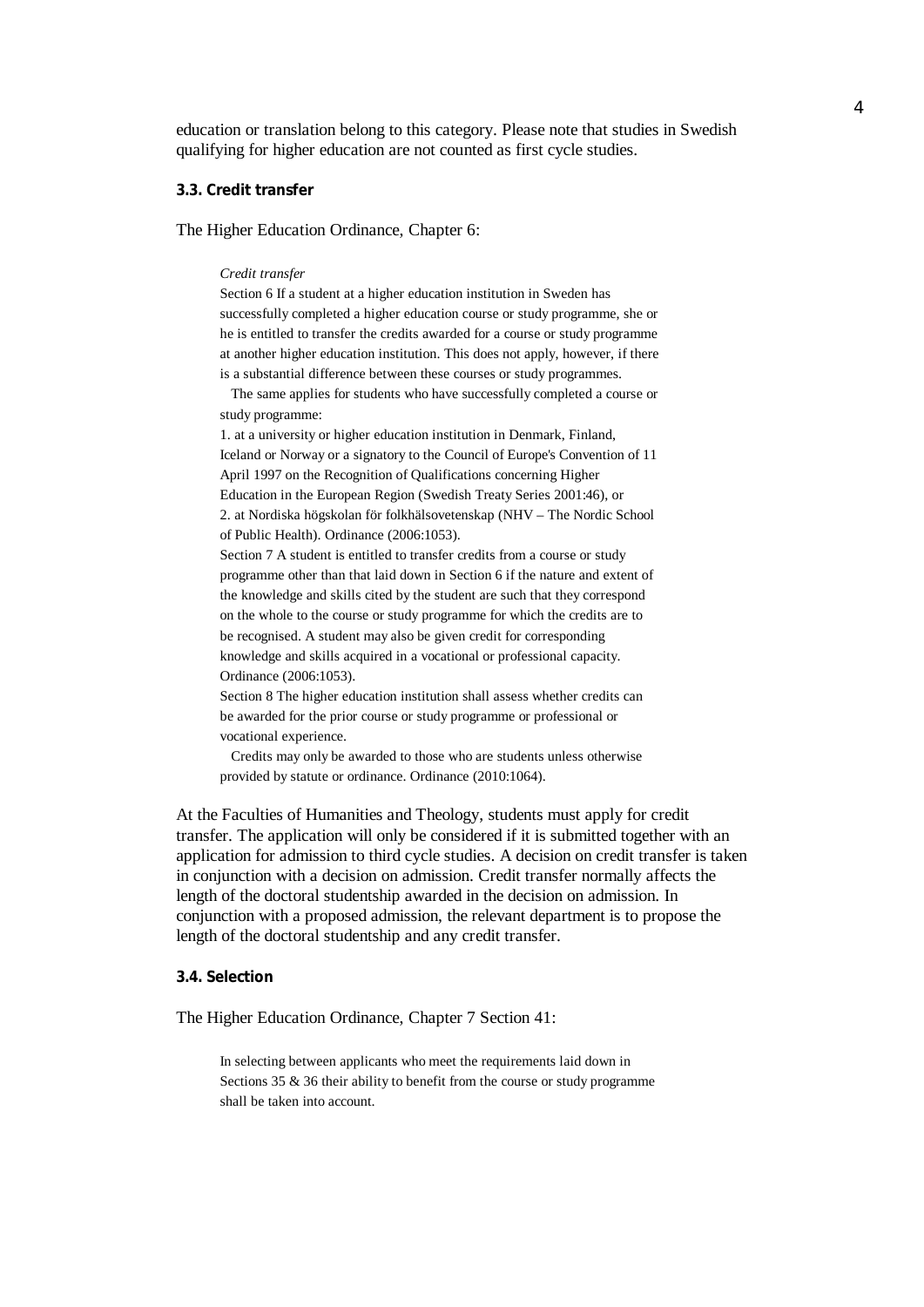education or translation belong to this category. Please note that studies in Swedish qualifying for higher education are not counted as first cycle studies.

### 3.3. Credit transfer

The Higher Education Ordinance, Chapter 6:

> *Credit transfer*
>
> Section 6 If a student at a higher education institution in Sweden has successfully completed a higher education course or study programme, she or he is entitled to transfer the credits awarded for a course or study programme at another higher education institution. This does not apply, however, if there is a substantial difference between these courses or study programmes.
>
> The same applies for students who have successfully completed a course or study programme:
>
> 1. at a university or higher education institution in Denmark, Finland, Iceland or Norway or a signatory to the Council of Europe's Convention of 11 April 1997 on the Recognition of Qualifications concerning Higher Education in the European Region (Swedish Treaty Series 2001:46), or
> 2. at Nordiska högskolan för folkhälsovetenskap (NHV – The Nordic School of Public Health). Ordinance (2006:1053).
>
> Section 7 A student is entitled to transfer credits from a course or study programme other than that laid down in Section 6 if the nature and extent of the knowledge and skills cited by the student are such that they correspond on the whole to the course or study programme for which the credits are to be recognised. A student may also be given credit for corresponding knowledge and skills acquired in a vocational or professional capacity. Ordinance (2006:1053).
>
> Section 8 The higher education institution shall assess whether credits can be awarded for the prior course or study programme or professional or vocational experience.
>
> Credits may only be awarded to those who are students unless otherwise provided by statute or ordinance. Ordinance (2010:1064).

At the Faculties of Humanities and Theology, students must apply for credit transfer. The application will only be considered if it is submitted together with an application for admission to third cycle studies. A decision on credit transfer is taken in conjunction with a decision on admission. Credit transfer normally affects the length of the doctoral studentship awarded in the decision on admission. In conjunction with a proposed admission, the relevant department is to propose the length of the doctoral studentship and any credit transfer.

### 3.4. Selection

The Higher Education Ordinance, Chapter 7 Section 41:

> In selecting between applicants who meet the requirements laid down in Sections 35 & 36 their ability to benefit from the course or study programme shall be taken into account.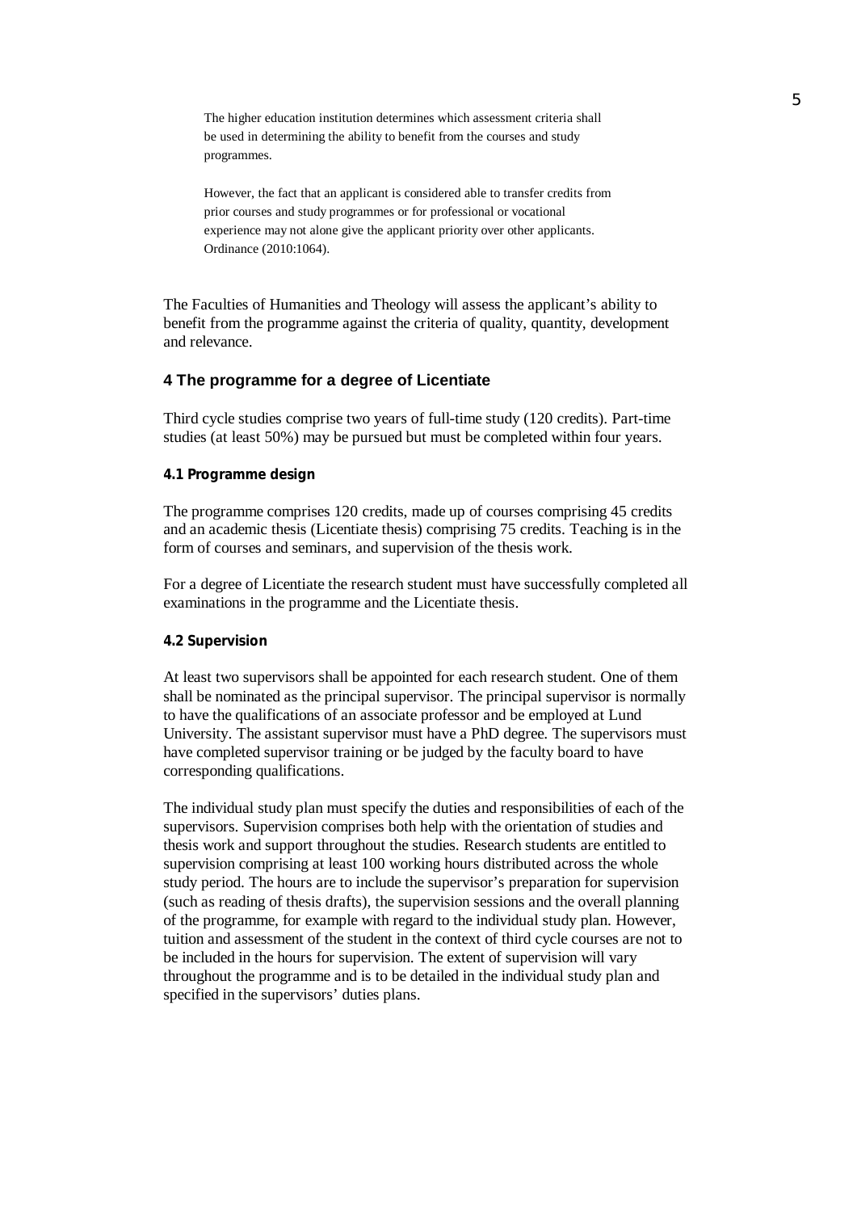> The higher education institution determines which assessment criteria shall be used in determining the ability to benefit from the courses and study programmes.
>
> However, the fact that an applicant is considered able to transfer credits from prior courses and study programmes or for professional or vocational experience may not alone give the applicant priority over other applicants. Ordinance (2010:1064).

The Faculties of Humanities and Theology will assess the applicant's ability to benefit from the programme against the criteria of quality, quantity, development and relevance.

## 4 The programme for a degree of Licentiate

Third cycle studies comprise two years of full-time study (120 credits). Part-time studies (at least 50%) may be pursued but must be completed within four years.

### 4.1 Programme design

The programme comprises 120 credits, made up of courses comprising 45 credits and an academic thesis (Licentiate thesis) comprising 75 credits. Teaching is in the form of courses and seminars, and supervision of the thesis work.

For a degree of Licentiate the research student must have successfully completed all examinations in the programme and the Licentiate thesis.

### 4.2 Supervision

At least two supervisors shall be appointed for each research student. One of them shall be nominated as the principal supervisor. The principal supervisor is normally to have the qualifications of an associate professor and be employed at Lund University. The assistant supervisor must have a PhD degree. The supervisors must have completed supervisor training or be judged by the faculty board to have corresponding qualifications.

The individual study plan must specify the duties and responsibilities of each of the supervisors. Supervision comprises both help with the orientation of studies and thesis work and support throughout the studies. Research students are entitled to supervision comprising at least 100 working hours distributed across the whole study period. The hours are to include the supervisor's preparation for supervision (such as reading of thesis drafts), the supervision sessions and the overall planning of the programme, for example with regard to the individual study plan. However, tuition and assessment of the student in the context of third cycle courses are not to be included in the hours for supervision. The extent of supervision will vary throughout the programme and is to be detailed in the individual study plan and specified in the supervisors' duties plans.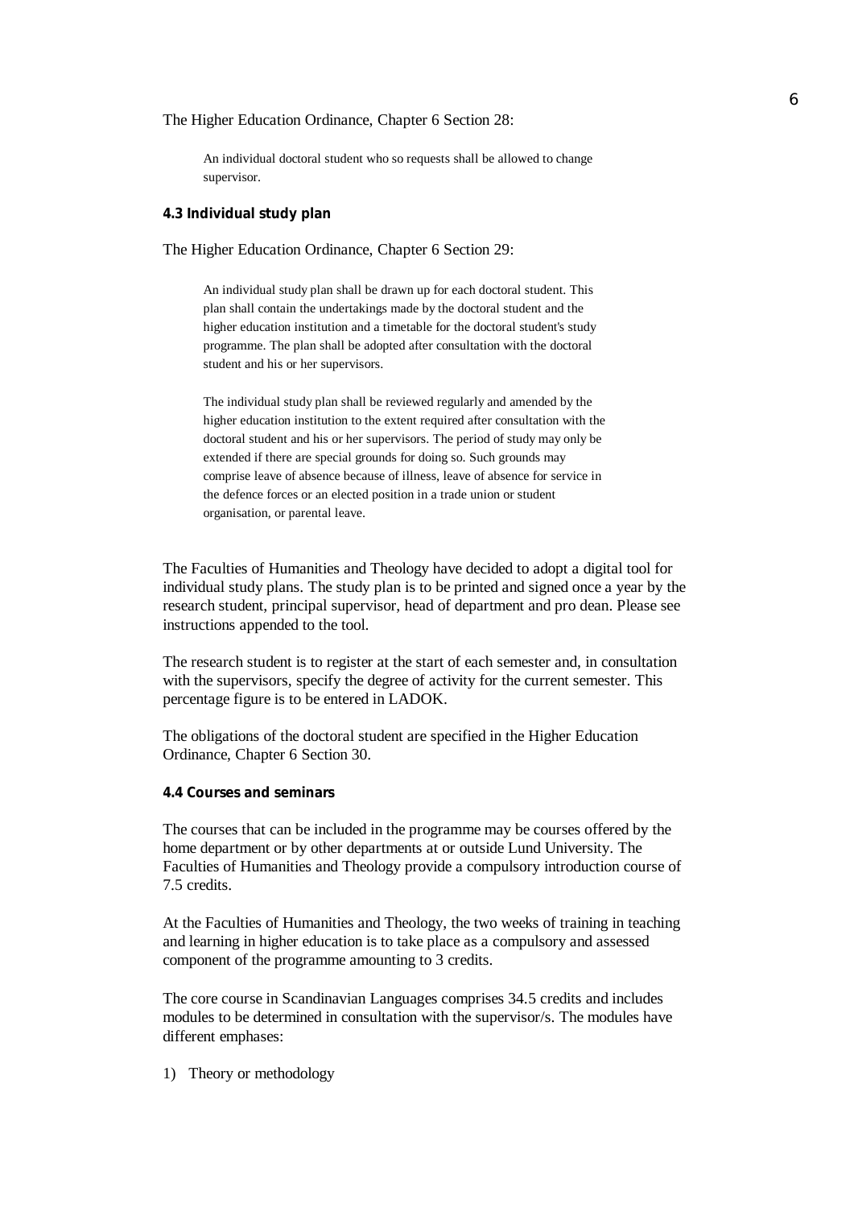The Higher Education Ordinance, Chapter 6 Section 28:

> An individual doctoral student who so requests shall be allowed to change supervisor.

### 4.3 Individual study plan

The Higher Education Ordinance, Chapter 6 Section 29:

> An individual study plan shall be drawn up for each doctoral student. This plan shall contain the undertakings made by the doctoral student and the higher education institution and a timetable for the doctoral student's study programme. The plan shall be adopted after consultation with the doctoral student and his or her supervisors.
>
> The individual study plan shall be reviewed regularly and amended by the higher education institution to the extent required after consultation with the doctoral student and his or her supervisors. The period of study may only be extended if there are special grounds for doing so. Such grounds may comprise leave of absence because of illness, leave of absence for service in the defence forces or an elected position in a trade union or student organisation, or parental leave.

The Faculties of Humanities and Theology have decided to adopt a digital tool for individual study plans. The study plan is to be printed and signed once a year by the research student, principal supervisor, head of department and pro dean. Please see instructions appended to the tool.

The research student is to register at the start of each semester and, in consultation with the supervisors, specify the degree of activity for the current semester. This percentage figure is to be entered in LADOK.

The obligations of the doctoral student are specified in the Higher Education Ordinance, Chapter 6 Section 30.

### 4.4 Courses and seminars

The courses that can be included in the programme may be courses offered by the home department or by other departments at or outside Lund University. The Faculties of Humanities and Theology provide a compulsory introduction course of 7.5 credits.

At the Faculties of Humanities and Theology, the two weeks of training in teaching and learning in higher education is to take place as a compulsory and assessed component of the programme amounting to 3 credits.

The core course in Scandinavian Languages comprises 34.5 credits and includes modules to be determined in consultation with the supervisor/s. The modules have different emphases:

1) Theory or methodology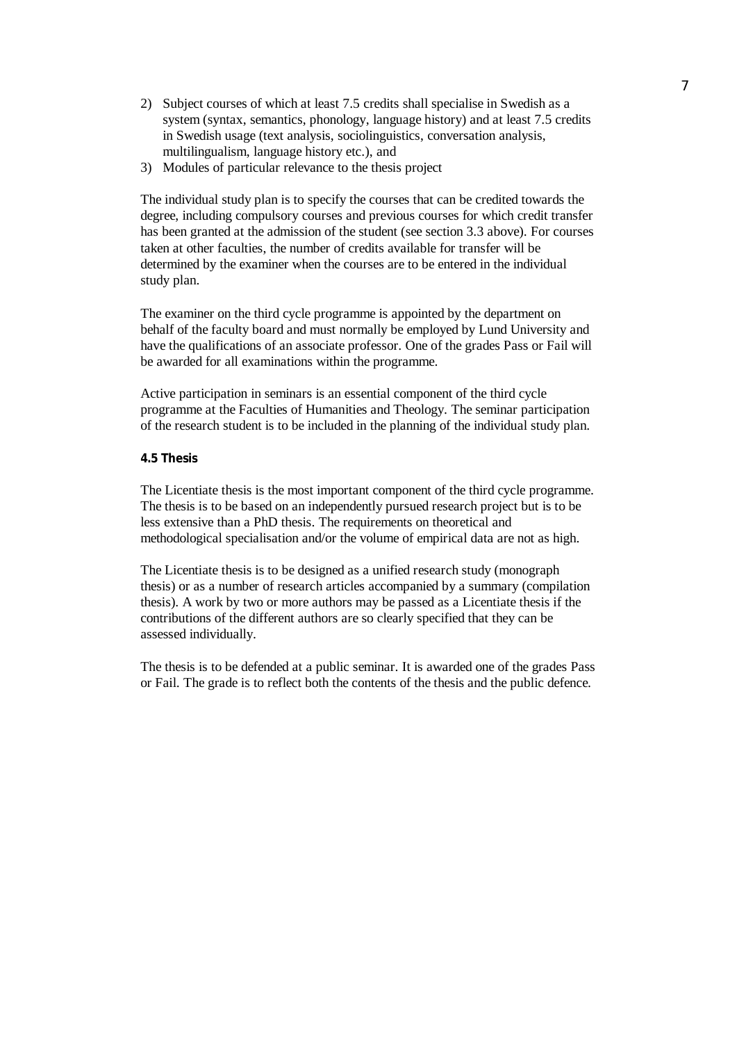2) Subject courses of which at least 7.5 credits shall specialise in Swedish as a system (syntax, semantics, phonology, language history) and at least 7.5 credits in Swedish usage (text analysis, sociolinguistics, conversation analysis, multilingualism, language history etc.), and
3) Modules of particular relevance to the thesis project

The individual study plan is to specify the courses that can be credited towards the degree, including compulsory courses and previous courses for which credit transfer has been granted at the admission of the student (see section 3.3 above). For courses taken at other faculties, the number of credits available for transfer will be determined by the examiner when the courses are to be entered in the individual study plan.

The examiner on the third cycle programme is appointed by the department on behalf of the faculty board and must normally be employed by Lund University and have the qualifications of an associate professor. One of the grades Pass or Fail will be awarded for all examinations within the programme.

Active participation in seminars is an essential component of the third cycle programme at the Faculties of Humanities and Theology. The seminar participation of the research student is to be included in the planning of the individual study plan.

### 4.5 Thesis

The Licentiate thesis is the most important component of the third cycle programme. The thesis is to be based on an independently pursued research project but is to be less extensive than a PhD thesis. The requirements on theoretical and methodological specialisation and/or the volume of empirical data are not as high.

The Licentiate thesis is to be designed as a unified research study (monograph thesis) or as a number of research articles accompanied by a summary (compilation thesis). A work by two or more authors may be passed as a Licentiate thesis if the contributions of the different authors are so clearly specified that they can be assessed individually.

The thesis is to be defended at a public seminar. It is awarded one of the grades Pass or Fail. The grade is to reflect both the contents of the thesis and the public defence.